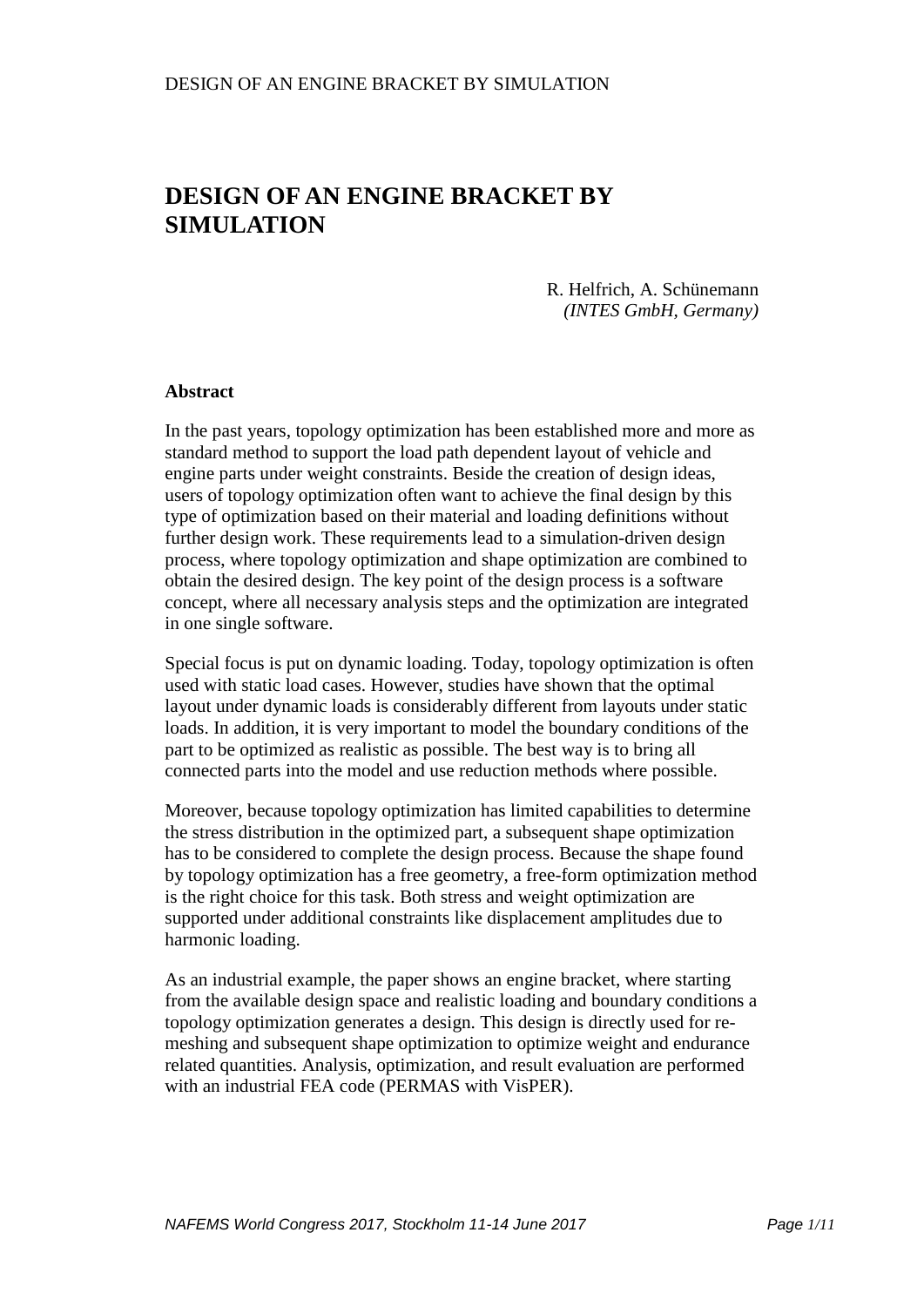# DESIGN OF AN ENGINE BRACKET BY SIMULATION

R. Helfrich, A. Schünemann
*(INTES GmbH, Germany)*

**Abstract**

In the past years, topology optimization has been established more and more as standard method to support the load path dependent layout of vehicle and engine parts under weight constraints. Beside the creation of design ideas, users of topology optimization often want to achieve the final design by this type of optimization based on their material and loading definitions without further design work. These requirements lead to a simulation-driven design process, where topology optimization and shape optimization are combined to obtain the desired design. The key point of the design process is a software concept, where all necessary analysis steps and the optimization are integrated in one single software.

Special focus is put on dynamic loading. Today, topology optimization is often used with static load cases. However, studies have shown that the optimal layout under dynamic loads is considerably different from layouts under static loads. In addition, it is very important to model the boundary conditions of the part to be optimized as realistic as possible. The best way is to bring all connected parts into the model and use reduction methods where possible.

Moreover, because topology optimization has limited capabilities to determine the stress distribution in the optimized part, a subsequent shape optimization has to be considered to complete the design process. Because the shape found by topology optimization has a free geometry, a free-form optimization method is the right choice for this task. Both stress and weight optimization are supported under additional constraints like displacement amplitudes due to harmonic loading.

As an industrial example, the paper shows an engine bracket, where starting from the available design space and realistic loading and boundary conditions a topology optimization generates a design. This design is directly used for re-meshing and subsequent shape optimization to optimize weight and endurance related quantities. Analysis, optimization, and result evaluation are performed with an industrial FEA code (PERMAS with VisPER).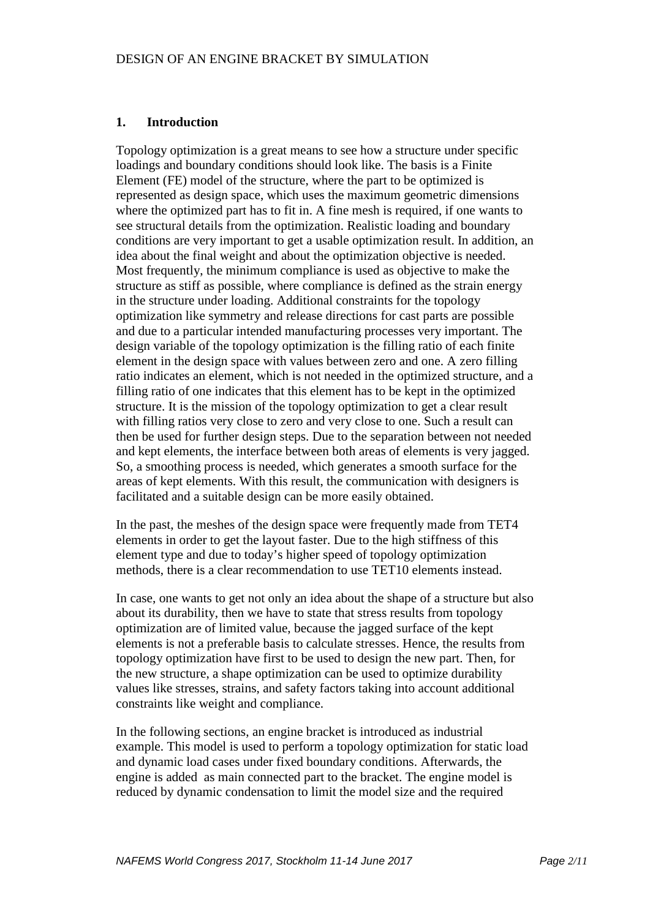DESIGN OF AN ENGINE BRACKET BY SIMULATION

## 1. Introduction

Topology optimization is a great means to see how a structure under specific loadings and boundary conditions should look like. The basis is a Finite Element (FE) model of the structure, where the part to be optimized is represented as design space, which uses the maximum geometric dimensions where the optimized part has to fit in. A fine mesh is required, if one wants to see structural details from the optimization. Realistic loading and boundary conditions are very important to get a usable optimization result. In addition, an idea about the final weight and about the optimization objective is needed. Most frequently, the minimum compliance is used as objective to make the structure as stiff as possible, where compliance is defined as the strain energy in the structure under loading. Additional constraints for the topology optimization like symmetry and release directions for cast parts are possible and due to a particular intended manufacturing processes very important. The design variable of the topology optimization is the filling ratio of each finite element in the design space with values between zero and one. A zero filling ratio indicates an element, which is not needed in the optimized structure, and a filling ratio of one indicates that this element has to be kept in the optimized structure. It is the mission of the topology optimization to get a clear result with filling ratios very close to zero and very close to one. Such a result can then be used for further design steps. Due to the separation between not needed and kept elements, the interface between both areas of elements is very jagged. So, a smoothing process is needed, which generates a smooth surface for the areas of kept elements. With this result, the communication with designers is facilitated and a suitable design can be more easily obtained.

In the past, the meshes of the design space were frequently made from TET4 elements in order to get the layout faster. Due to the high stiffness of this element type and due to today's higher speed of topology optimization methods, there is a clear recommendation to use TET10 elements instead.

In case, one wants to get not only an idea about the shape of a structure but also about its durability, then we have to state that stress results from topology optimization are of limited value, because the jagged surface of the kept elements is not a preferable basis to calculate stresses. Hence, the results from topology optimization have first to be used to design the new part. Then, for the new structure, a shape optimization can be used to optimize durability values like stresses, strains, and safety factors taking into account additional constraints like weight and compliance.

In the following sections, an engine bracket is introduced as industrial example. This model is used to perform a topology optimization for static load and dynamic load cases under fixed boundary conditions. Afterwards, the engine is added as main connected part to the bracket. The engine model is reduced by dynamic condensation to limit the model size and the required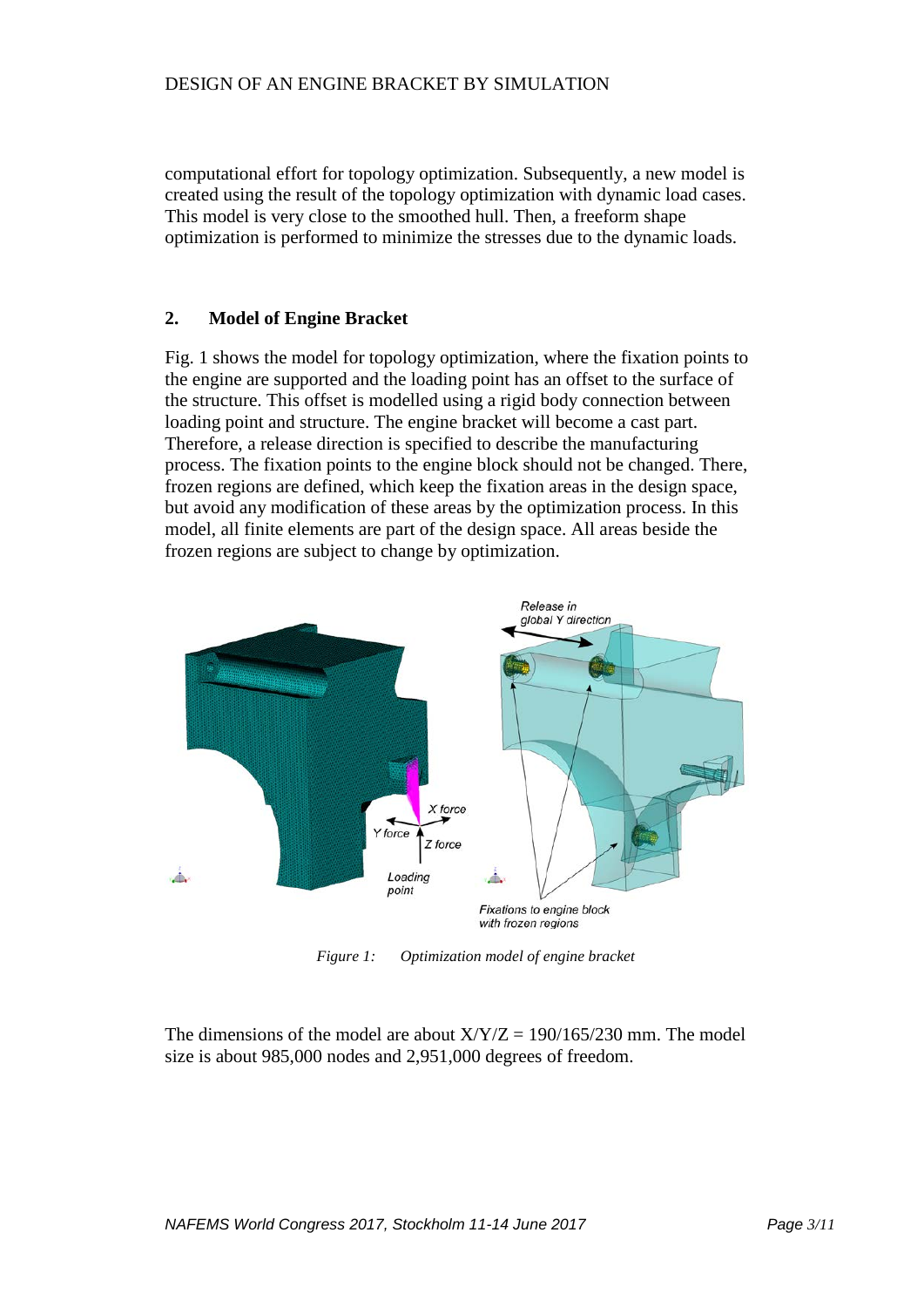computational effort for topology optimization. Subsequently, a new model is created using the result of the topology optimization with dynamic load cases. This model is very close to the smoothed hull. Then, a freeform shape optimization is performed to minimize the stresses due to the dynamic loads.

## 2. Model of Engine Bracket

Fig. 1 shows the model for topology optimization, where the fixation points to the engine are supported and the loading point has an offset to the surface of the structure. This offset is modelled using a rigid body connection between loading point and structure. The engine bracket will become a cast part. Therefore, a release direction is specified to describe the manufacturing process. The fixation points to the engine block should not be changed. There, frozen regions are defined, which keep the fixation areas in the design space, but avoid any modification of these areas by the optimization process. In this model, all finite elements are part of the design space. All areas beside the frozen regions are subject to change by optimization.

*Figure 1: Optimization model of engine bracket*

The dimensions of the model are about X/Y/Z = 190/165/230 mm. The model size is about 985,000 nodes and 2,951,000 degrees of freedom.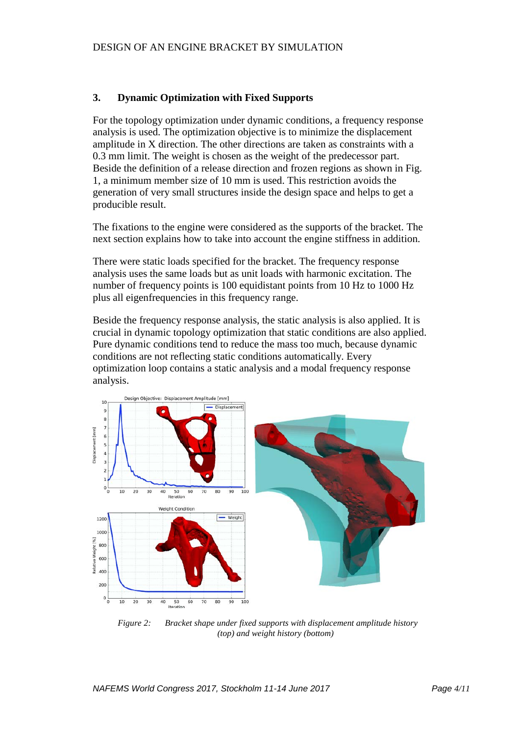## 3. Dynamic Optimization with Fixed Supports

For the topology optimization under dynamic conditions, a frequency response analysis is used. The optimization objective is to minimize the displacement amplitude in X direction. The other directions are taken as constraints with a 0.3 mm limit. The weight is chosen as the weight of the predecessor part. Beside the definition of a release direction and frozen regions as shown in Fig. 1, a minimum member size of 10 mm is used. This restriction avoids the generation of very small structures inside the design space and helps to get a producible result.

The fixations to the engine were considered as the supports of the bracket. The next section explains how to take into account the engine stiffness in addition.

There were static loads specified for the bracket. The frequency response analysis uses the same loads but as unit loads with harmonic excitation. The number of frequency points is 100 equidistant points from 10 Hz to 1000 Hz plus all eigenfrequencies in this frequency range.

Beside the frequency response analysis, the static analysis is also applied. It is crucial in dynamic topology optimization that static conditions are also applied. Pure dynamic conditions tend to reduce the mass too much, because dynamic conditions are not reflecting static conditions automatically. Every optimization loop contains a static analysis and a modal frequency response analysis.

*Figure 2: Bracket shape under fixed supports with displacement amplitude history (top) and weight history (bottom)*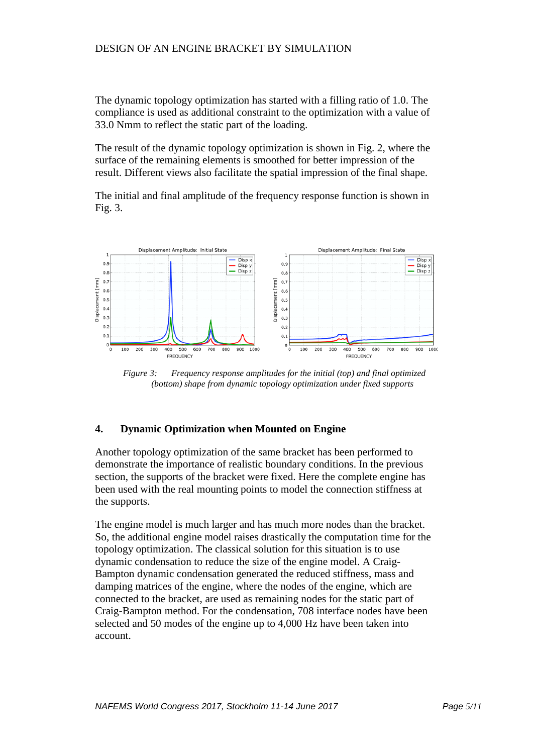The dynamic topology optimization has started with a filling ratio of 1.0. The compliance is used as additional constraint to the optimization with a value of 33.0 Nmm to reflect the static part of the loading.

The result of the dynamic topology optimization is shown in Fig. 2, where the surface of the remaining elements is smoothed for better impression of the result. Different views also facilitate the spatial impression of the final shape.

The initial and final amplitude of the frequency response function is shown in Fig. 3.

*Figure 3: Frequency response amplitudes for the initial (top) and final optimized (bottom) shape from dynamic topology optimization under fixed supports*

## 4. Dynamic Optimization when Mounted on Engine

Another topology optimization of the same bracket has been performed to demonstrate the importance of realistic boundary conditions. In the previous section, the supports of the bracket were fixed. Here the complete engine has been used with the real mounting points to model the connection stiffness at the supports.

The engine model is much larger and has much more nodes than the bracket. So, the additional engine model raises drastically the computation time for the topology optimization. The classical solution for this situation is to use dynamic condensation to reduce the size of the engine model. A Craig-Bampton dynamic condensation generated the reduced stiffness, mass and damping matrices of the engine, where the nodes of the engine, which are connected to the bracket, are used as remaining nodes for the static part of Craig-Bampton method. For the condensation, 708 interface nodes have been selected and 50 modes of the engine up to 4,000 Hz have been taken into account.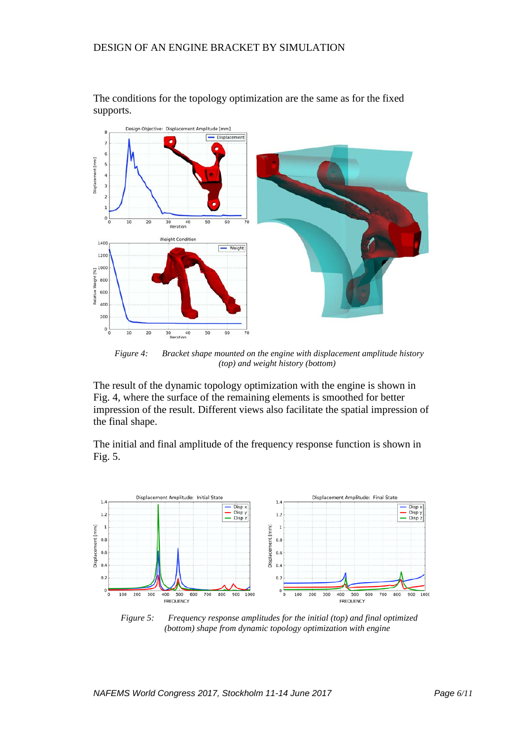The conditions for the topology optimization are the same as for the fixed supports.

*Figure 4: Bracket shape mounted on the engine with displacement amplitude history (top) and weight history (bottom)*

The result of the dynamic topology optimization with the engine is shown in Fig. 4, where the surface of the remaining elements is smoothed for better impression of the result. Different views also facilitate the spatial impression of the final shape.

The initial and final amplitude of the frequency response function is shown in Fig. 5.

*Figure 5: Frequency response amplitudes for the initial (top) and final optimized (bottom) shape from dynamic topology optimization with engine*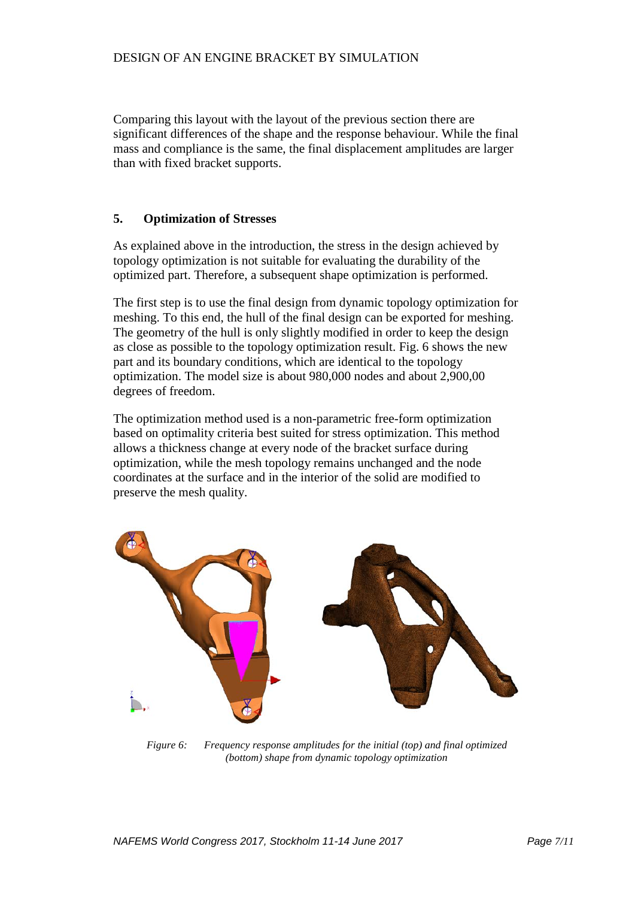Comparing this layout with the layout of the previous section there are significant differences of the shape and the response behaviour. While the final mass and compliance is the same, the final displacement amplitudes are larger than with fixed bracket supports.

## 5. Optimization of Stresses

As explained above in the introduction, the stress in the design achieved by topology optimization is not suitable for evaluating the durability of the optimized part. Therefore, a subsequent shape optimization is performed.

The first step is to use the final design from dynamic topology optimization for meshing. To this end, the hull of the final design can be exported for meshing. The geometry of the hull is only slightly modified in order to keep the design as close as possible to the topology optimization result. Fig. 6 shows the new part and its boundary conditions, which are identical to the topology optimization. The model size is about 980,000 nodes and about 2,900,00 degrees of freedom.

The optimization method used is a non-parametric free-form optimization based on optimality criteria best suited for stress optimization. This method allows a thickness change at every node of the bracket surface during optimization, while the mesh topology remains unchanged and the node coordinates at the surface and in the interior of the solid are modified to preserve the mesh quality.

*Figure 6: Frequency response amplitudes for the initial (top) and final optimized (bottom) shape from dynamic topology optimization*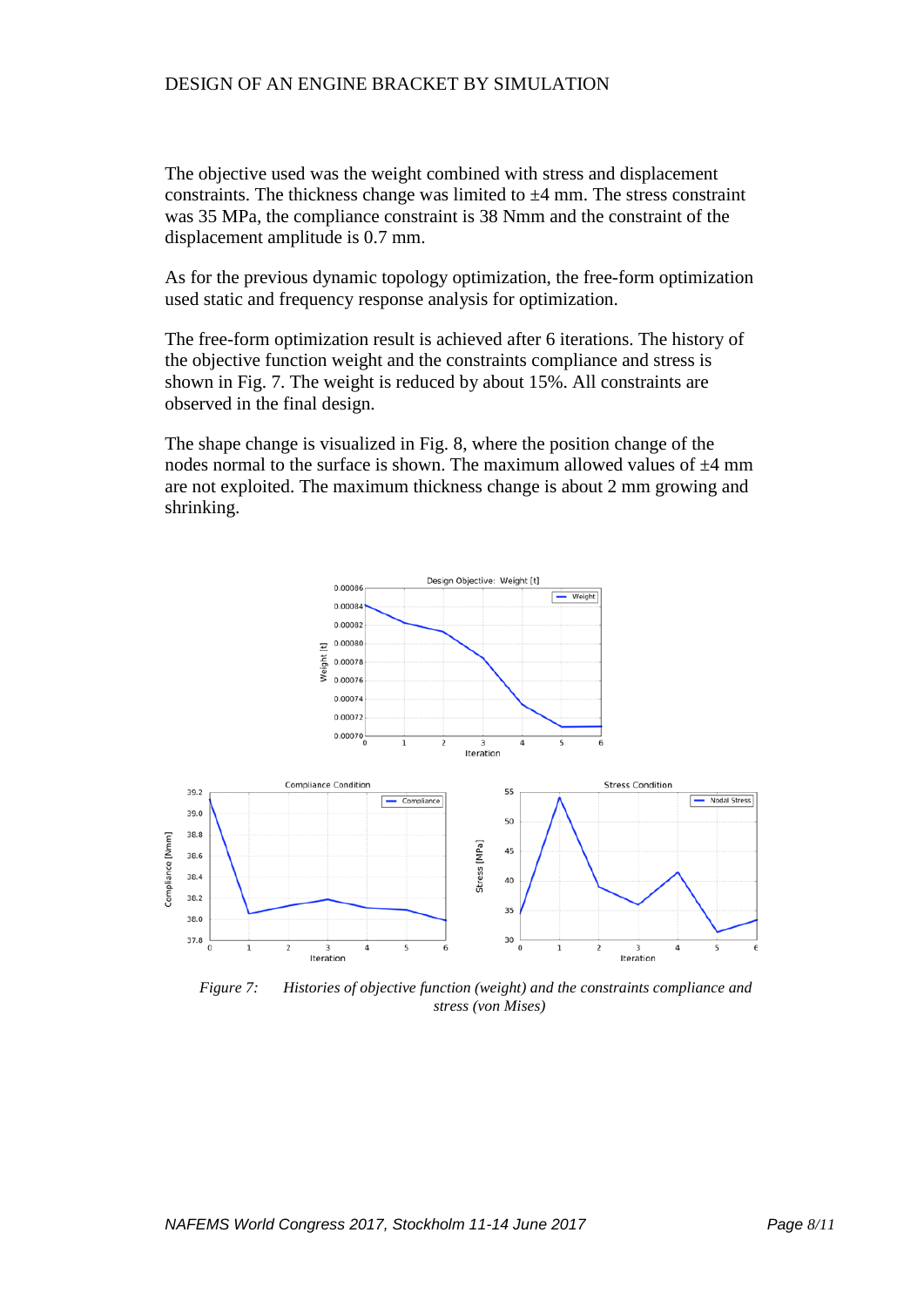The objective used was the weight combined with stress and displacement constraints. The thickness change was limited to ±4 mm. The stress constraint was 35 MPa, the compliance constraint is 38 Nmm and the constraint of the displacement amplitude is 0.7 mm.

As for the previous dynamic topology optimization, the free-form optimization used static and frequency response analysis for optimization.

The free-form optimization result is achieved after 6 iterations. The history of the objective function weight and the constraints compliance and stress is shown in Fig. 7. The weight is reduced by about 15%. All constraints are observed in the final design.

The shape change is visualized in Fig. 8, where the position change of the nodes normal to the surface is shown. The maximum allowed values of ±4 mm are not exploited. The maximum thickness change is about 2 mm growing and shrinking.

*Figure 7: Histories of objective function (weight) and the constraints compliance and stress (von Mises)*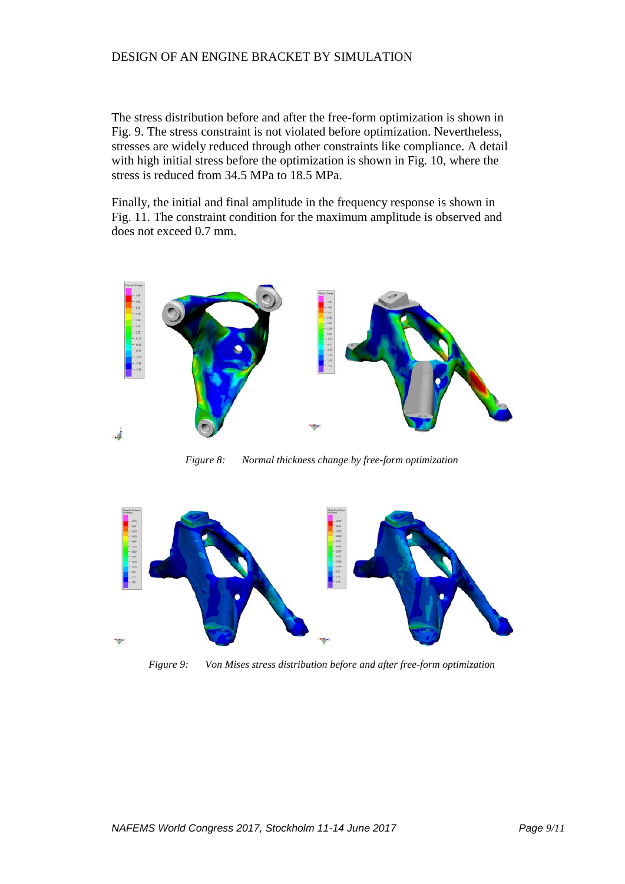The stress distribution before and after the free-form optimization is shown in Fig. 9. The stress constraint is not violated before optimization. Nevertheless, stresses are widely reduced through other constraints like compliance. A detail with high initial stress before the optimization is shown in Fig. 10, where the stress is reduced from 34.5 MPa to 18.5 MPa.

Finally, the initial and final amplitude in the frequency response is shown in Fig. 11. The constraint condition for the maximum amplitude is observed and does not exceed 0.7 mm.

*Figure 8: Normal thickness change by free-form optimization*

*Figure 9: Von Mises stress distribution before and after free-form optimization*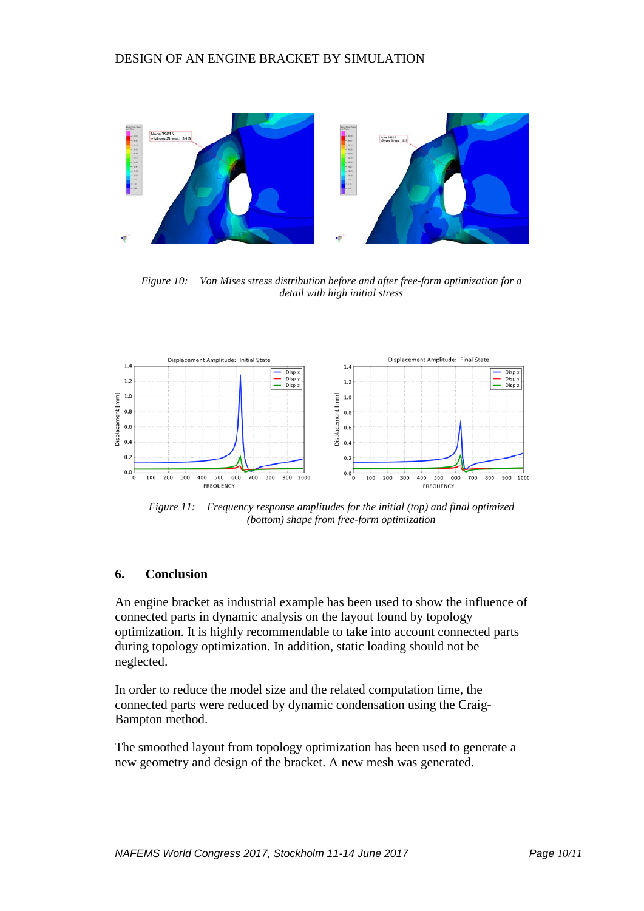*Figure 10: Von Mises stress distribution before and after free-form optimization for a detail with high initial stress*

*Figure 11: Frequency response amplitudes for the initial (top) and final optimized (bottom) shape from free-form optimization*

## 6. Conclusion

An engine bracket as industrial example has been used to show the influence of connected parts in dynamic analysis on the layout found by topology optimization. It is highly recommendable to take into account connected parts during topology optimization. In addition, static loading should not be neglected.

In order to reduce the model size and the related computation time, the connected parts were reduced by dynamic condensation using the Craig-Bampton method.

The smoothed layout from topology optimization has been used to generate a new geometry and design of the bracket. A new mesh was generated.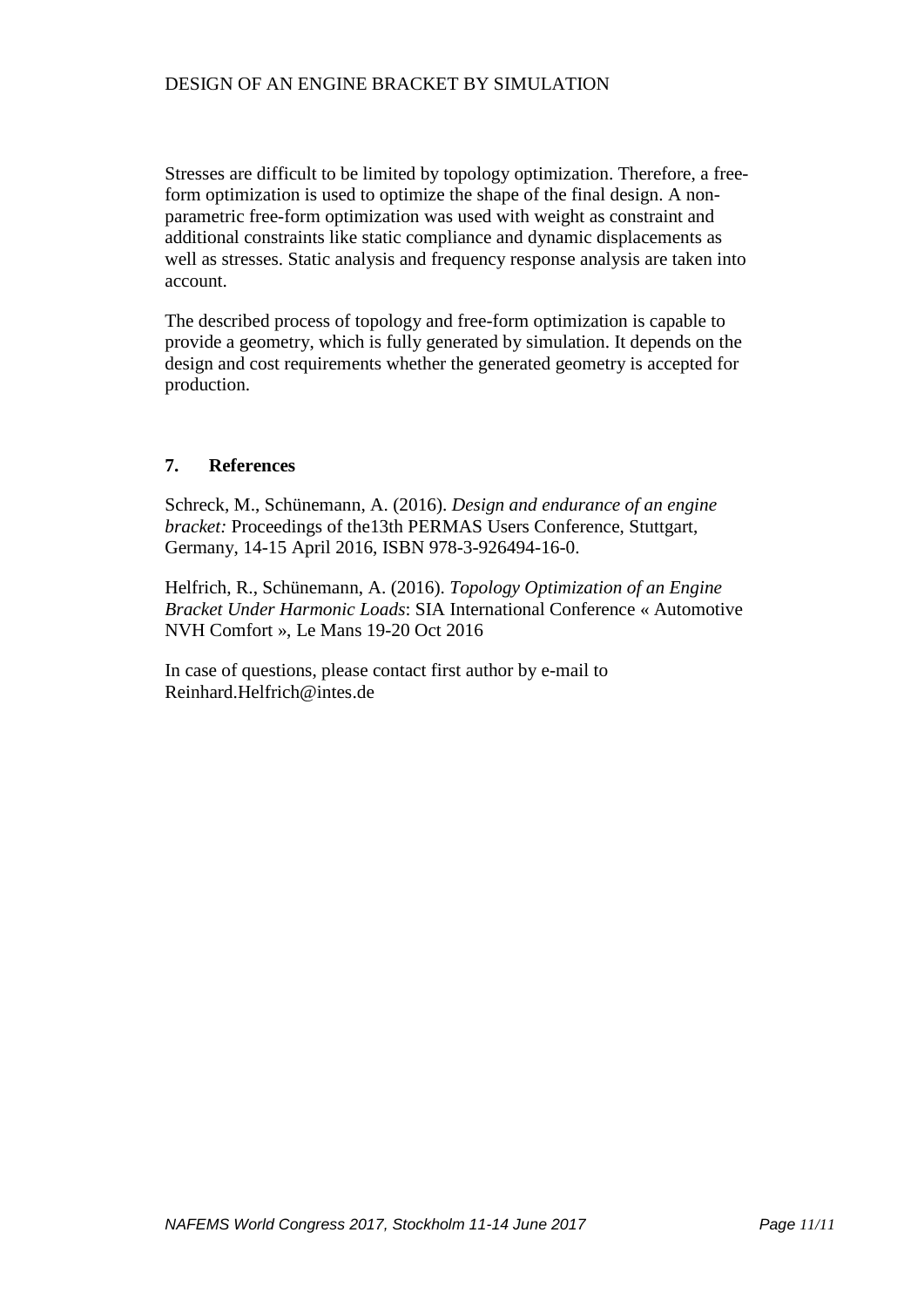Stresses are difficult to be limited by topology optimization. Therefore, a free-form optimization is used to optimize the shape of the final design. A non-parametric free-form optimization was used with weight as constraint and additional constraints like static compliance and dynamic displacements as well as stresses. Static analysis and frequency response analysis are taken into account.

The described process of topology and free-form optimization is capable to provide a geometry, which is fully generated by simulation. It depends on the design and cost requirements whether the generated geometry is accepted for production.

## 7. References

Schreck, M., Schünemann, A. (2016). *Design and endurance of an engine bracket:* Proceedings of the13th PERMAS Users Conference, Stuttgart, Germany, 14-15 April 2016, ISBN 978-3-926494-16-0.

Helfrich, R., Schünemann, A. (2016). *Topology Optimization of an Engine Bracket Under Harmonic Loads*: SIA International Conference « Automotive NVH Comfort », Le Mans 19-20 Oct 2016

In case of questions, please contact first author by e-mail to Reinhard.Helfrich@intes.de